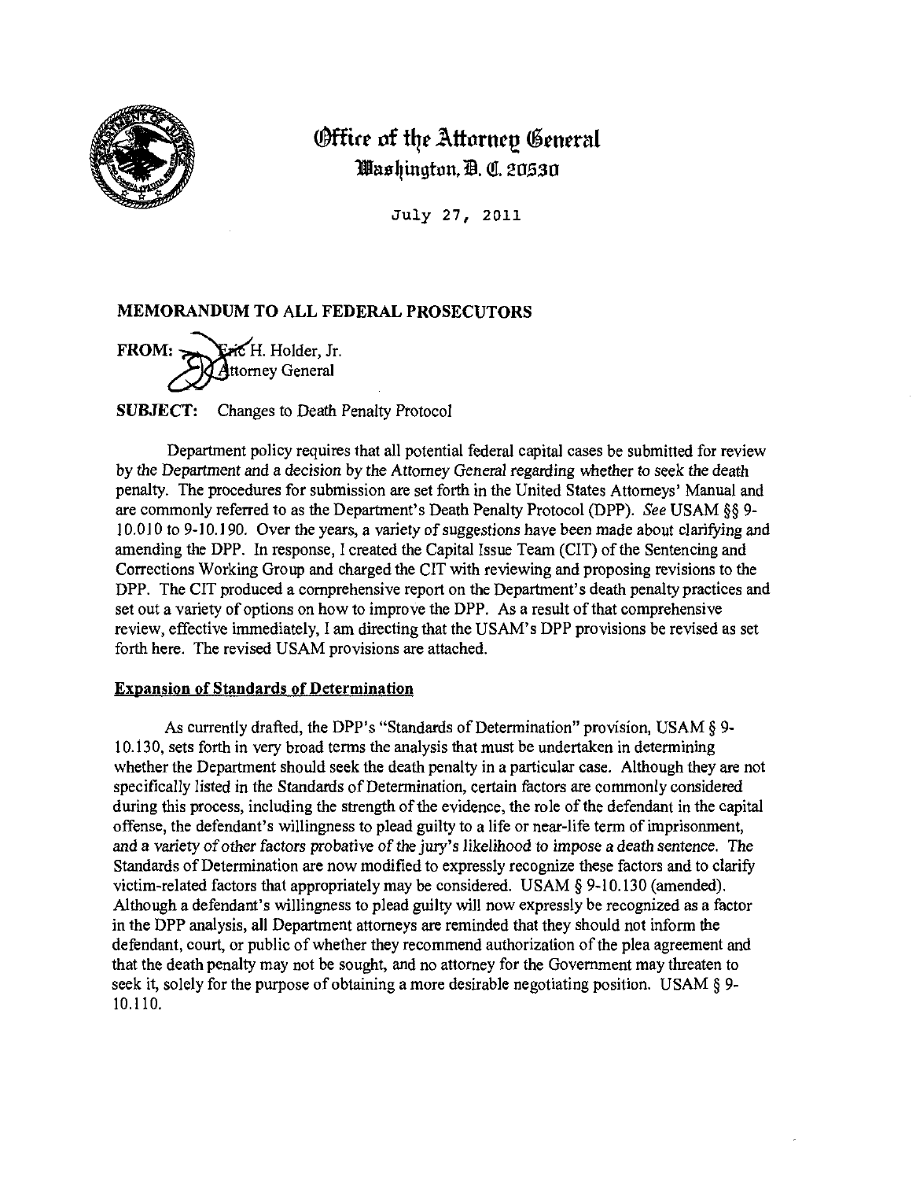# Office of the Attorney General
Washington, D. C. 20530

July 27, 2011

**MEMORANDUM TO ALL FEDERAL PROSECUTORS**

**FROM:** Eric H. Holder, Jr.
Attorney General

**SUBJECT:** Changes to Death Penalty Protocol

Department policy requires that all potential federal capital cases be submitted for review by the Department and a decision by the Attorney General regarding whether to seek the death penalty. The procedures for submission are set forth in the United States Attorneys' Manual and are commonly referred to as the Department's Death Penalty Protocol (DPP). *See* USAM §§ 9-10.010 to 9-10.190. Over the years, a variety of suggestions have been made about clarifying and amending the DPP. In response, I created the Capital Issue Team (CIT) of the Sentencing and Corrections Working Group and charged the CIT with reviewing and proposing revisions to the DPP. The CIT produced a comprehensive report on the Department's death penalty practices and set out a variety of options on how to improve the DPP. As a result of that comprehensive review, effective immediately, I am directing that the USAM's DPP provisions be revised as set forth here. The revised USAM provisions are attached.

**Expansion of Standards of Determination**

As currently drafted, the DPP's "Standards of Determination" provision, USAM § 9-10.130, sets forth in very broad terms the analysis that must be undertaken in determining whether the Department should seek the death penalty in a particular case. Although they are not specifically listed in the Standards of Determination, certain factors are commonly considered during this process, including the strength of the evidence, the role of the defendant in the capital offense, the defendant's willingness to plead guilty to a life or near-life term of imprisonment, and a variety of other factors probative of the jury's likelihood to impose a death sentence. The Standards of Determination are now modified to expressly recognize these factors and to clarify victim-related factors that appropriately may be considered. USAM § 9-10.130 (amended). Although a defendant's willingness to plead guilty will now expressly be recognized as a factor in the DPP analysis, all Department attorneys are reminded that they should not inform the defendant, court, or public of whether they recommend authorization of the plea agreement and that the death penalty may not be sought, and no attorney for the Government may threaten to seek it, solely for the purpose of obtaining a more desirable negotiating position. USAM § 9-10.110.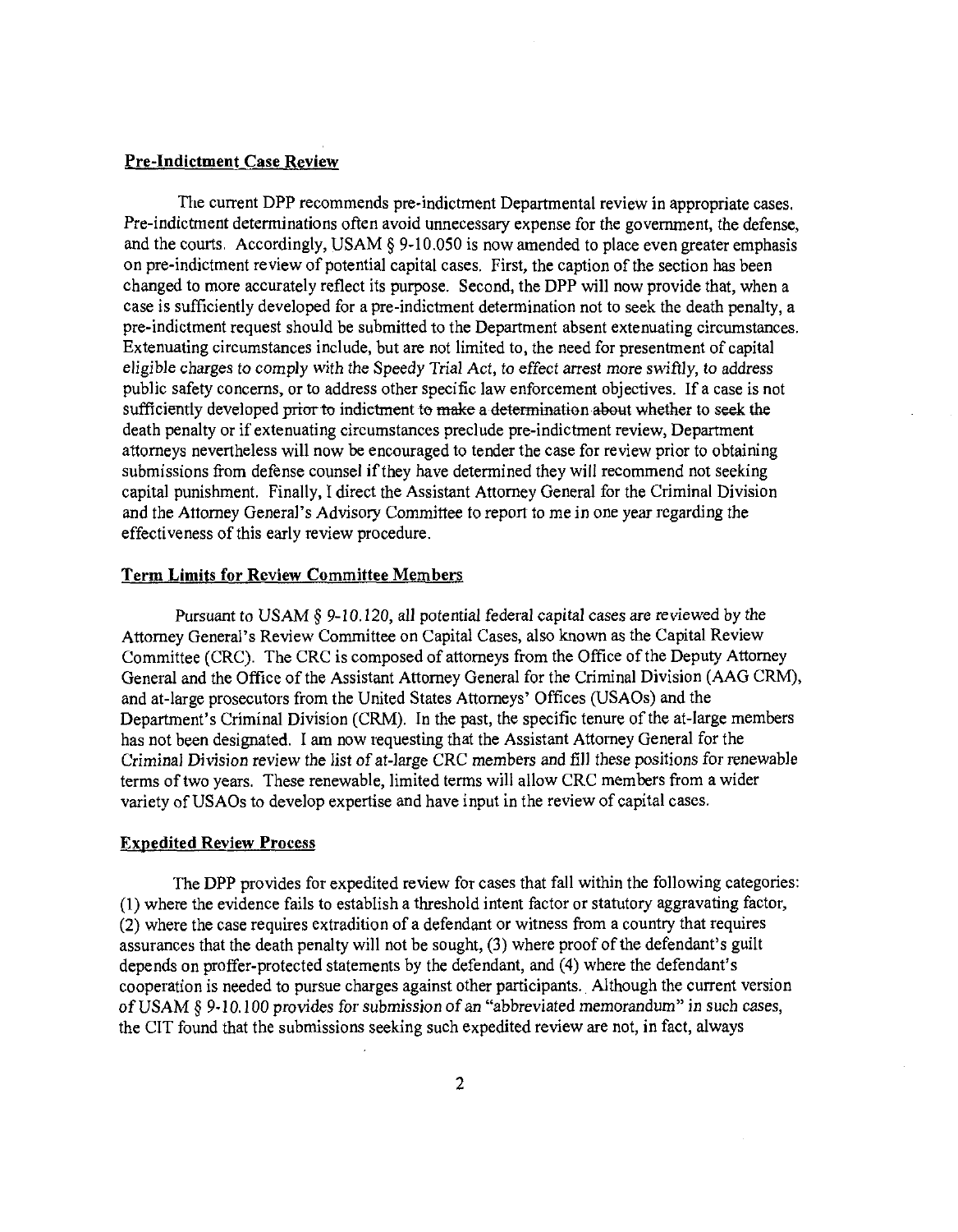**Pre-Indictment Case Review**

The current DPP recommends pre-indictment Departmental review in appropriate cases. Pre-indictment determinations often avoid unnecessary expense for the government, the defense, and the courts. Accordingly, USAM § 9-10.050 is now amended to place even greater emphasis on pre-indictment review of potential capital cases. First, the caption of the section has been changed to more accurately reflect its purpose. Second, the DPP will now provide that, when a case is sufficiently developed for a pre-indictment determination not to seek the death penalty, a pre-indictment request should be submitted to the Department absent extenuating circumstances. Extenuating circumstances include, but are not limited to, the need for presentment of capital eligible charges to comply with the Speedy Trial Act, to effect arrest more swiftly, to address public safety concerns, or to address other specific law enforcement objectives. If a case is not sufficiently developed prior to indictment to make a determination about whether to seek the death penalty or if extenuating circumstances preclude pre-indictment review, Department attorneys nevertheless will now be encouraged to tender the case for review prior to obtaining submissions from defense counsel if they have determined they will recommend not seeking capital punishment. Finally, I direct the Assistant Attorney General for the Criminal Division and the Attorney General's Advisory Committee to report to me in one year regarding the effectiveness of this early review procedure.

**Term Limits for Review Committee Members**

Pursuant to USAM § 9-10.120, all potential federal capital cases are reviewed by the Attorney General's Review Committee on Capital Cases, also known as the Capital Review Committee (CRC). The CRC is composed of attorneys from the Office of the Deputy Attorney General and the Office of the Assistant Attorney General for the Criminal Division (AAG CRM), and at-large prosecutors from the United States Attorneys' Offices (USAOs) and the Department's Criminal Division (CRM). In the past, the specific tenure of the at-large members has not been designated. I am now requesting that the Assistant Attorney General for the Criminal Division review the list of at-large CRC members and fill these positions for renewable terms of two years. These renewable, limited terms will allow CRC members from a wider variety of USAOs to develop expertise and have input in the review of capital cases.

**Expedited Review Process**

The DPP provides for expedited review for cases that fall within the following categories: (1) where the evidence fails to establish a threshold intent factor or statutory aggravating factor, (2) where the case requires extradition of a defendant or witness from a country that requires assurances that the death penalty will not be sought, (3) where proof of the defendant's guilt depends on proffer-protected statements by the defendant, and (4) where the defendant's cooperation is needed to pursue charges against other participants. Although the current version of USAM § 9-10.100 provides for submission of an "abbreviated memorandum" in such cases, the CIT found that the submissions seeking such expedited review are not, in fact, always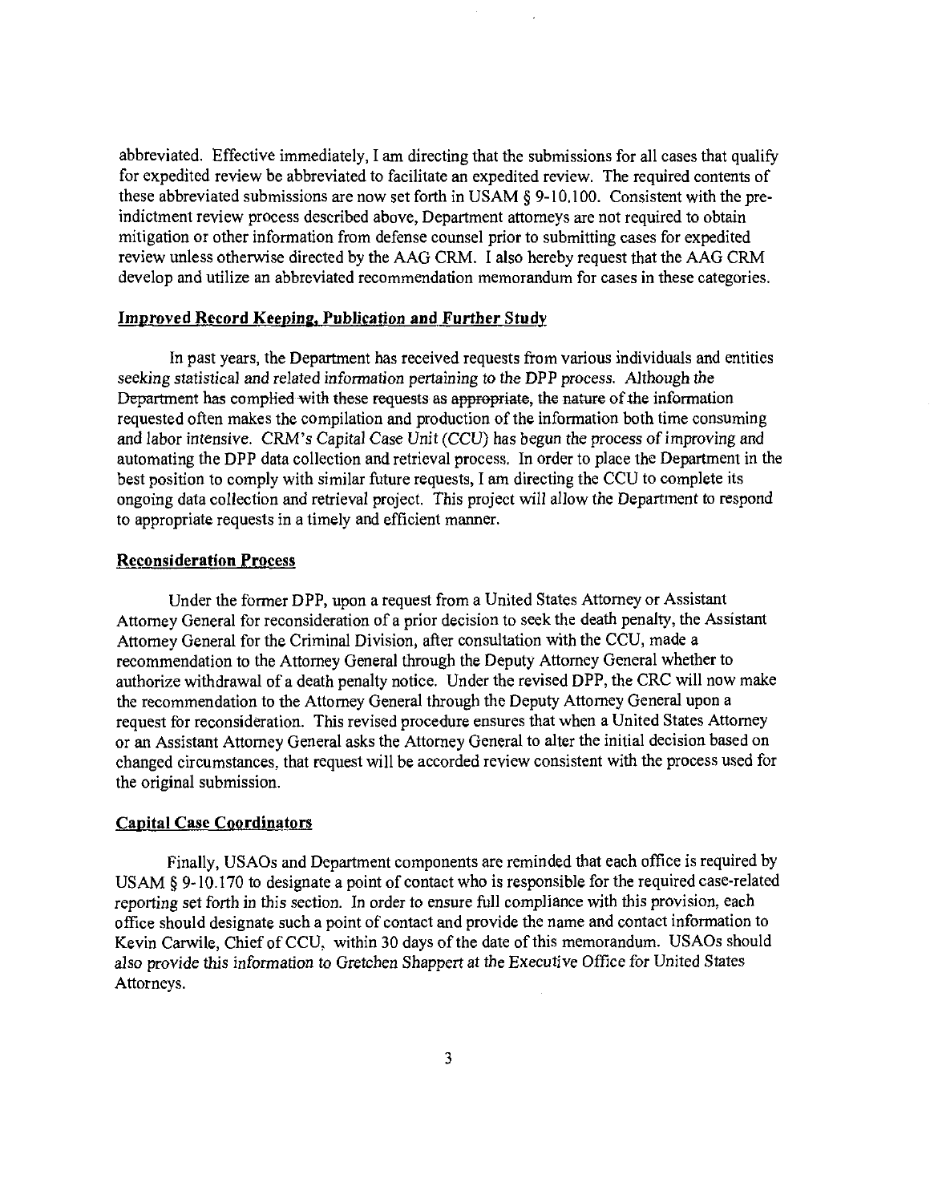abbreviated. Effective immediately, I am directing that the submissions for all cases that qualify for expedited review be abbreviated to facilitate an expedited review. The required contents of these abbreviated submissions are now set forth in USAM § 9-10.100. Consistent with the pre-indictment review process described above, Department attorneys are not required to obtain mitigation or other information from defense counsel prior to submitting cases for expedited review unless otherwise directed by the AAG CRM. I also hereby request that the AAG CRM develop and utilize an abbreviated recommendation memorandum for cases in these categories.

### Improved Record Keeping, Publication and Further Study

In past years, the Department has received requests from various individuals and entities seeking statistical and related information pertaining to the DPP process. Although the Department has complied with these requests as appropriate, the nature of the information requested often makes the compilation and production of the information both time consuming and labor intensive. CRM's Capital Case Unit (CCU) has begun the process of improving and automating the DPP data collection and retrieval process. In order to place the Department in the best position to comply with similar future requests, I am directing the CCU to complete its ongoing data collection and retrieval project. This project will allow the Department to respond to appropriate requests in a timely and efficient manner.

### Reconsideration Process

Under the former DPP, upon a request from a United States Attorney or Assistant Attorney General for reconsideration of a prior decision to seek the death penalty, the Assistant Attorney General for the Criminal Division, after consultation with the CCU, made a recommendation to the Attorney General through the Deputy Attorney General whether to authorize withdrawal of a death penalty notice. Under the revised DPP, the CRC will now make the recommendation to the Attorney General through the Deputy Attorney General upon a request for reconsideration. This revised procedure ensures that when a United States Attorney or an Assistant Attorney General asks the Attorney General to alter the initial decision based on changed circumstances, that request will be accorded review consistent with the process used for the original submission.

### Capital Case Coordinators

Finally, USAOs and Department components are reminded that each office is required by USAM § 9-10.170 to designate a point of contact who is responsible for the required case-related reporting set forth in this section. In order to ensure full compliance with this provision, each office should designate such a point of contact and provide the name and contact information to Kevin Carwile, Chief of CCU, within 30 days of the date of this memorandum. USAOs should also provide this information to Gretchen Shappert at the Executive Office for United States Attorneys.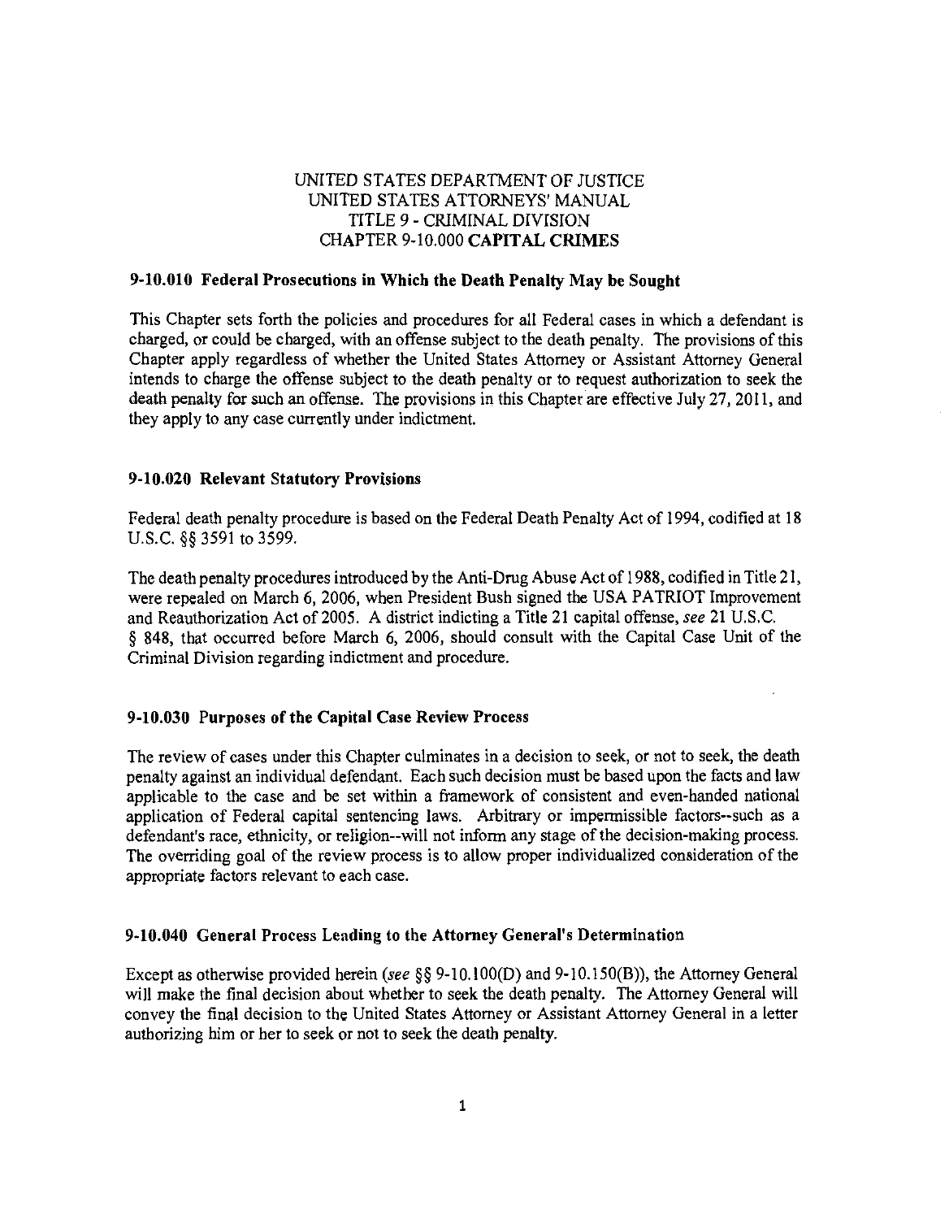# UNITED STATES DEPARTMENT OF JUSTICE
# UNITED STATES ATTORNEYS' MANUAL
# TITLE 9 - CRIMINAL DIVISION
# CHAPTER 9-10.000 CAPITAL CRIMES

## 9-10.010 Federal Prosecutions in Which the Death Penalty May be Sought

This Chapter sets forth the policies and procedures for all Federal cases in which a defendant is charged, or could be charged, with an offense subject to the death penalty. The provisions of this Chapter apply regardless of whether the United States Attorney or Assistant Attorney General intends to charge the offense subject to the death penalty or to request authorization to seek the death penalty for such an offense. The provisions in this Chapter are effective July 27, 2011, and they apply to any case currently under indictment.

## 9-10.020 Relevant Statutory Provisions

Federal death penalty procedure is based on the Federal Death Penalty Act of 1994, codified at 18 U.S.C. §§ 3591 to 3599.

The death penalty procedures introduced by the Anti-Drug Abuse Act of 1988, codified in Title 21, were repealed on March 6, 2006, when President Bush signed the USA PATRIOT Improvement and Reauthorization Act of 2005. A district indicting a Title 21 capital offense, *see* 21 U.S.C. § 848, that occurred before March 6, 2006, should consult with the Capital Case Unit of the Criminal Division regarding indictment and procedure.

## 9-10.030 Purposes of the Capital Case Review Process

The review of cases under this Chapter culminates in a decision to seek, or not to seek, the death penalty against an individual defendant. Each such decision must be based upon the facts and law applicable to the case and be set within a framework of consistent and even-handed national application of Federal capital sentencing laws. Arbitrary or impermissible factors--such as a defendant's race, ethnicity, or religion--will not inform any stage of the decision-making process. The overriding goal of the review process is to allow proper individualized consideration of the appropriate factors relevant to each case.

## 9-10.040 General Process Leading to the Attorney General's Determination

Except as otherwise provided herein (*see* §§ 9-10.100(D) and 9-10.150(B)), the Attorney General will make the final decision about whether to seek the death penalty. The Attorney General will convey the final decision to the United States Attorney or Assistant Attorney General in a letter authorizing him or her to seek or not to seek the death penalty.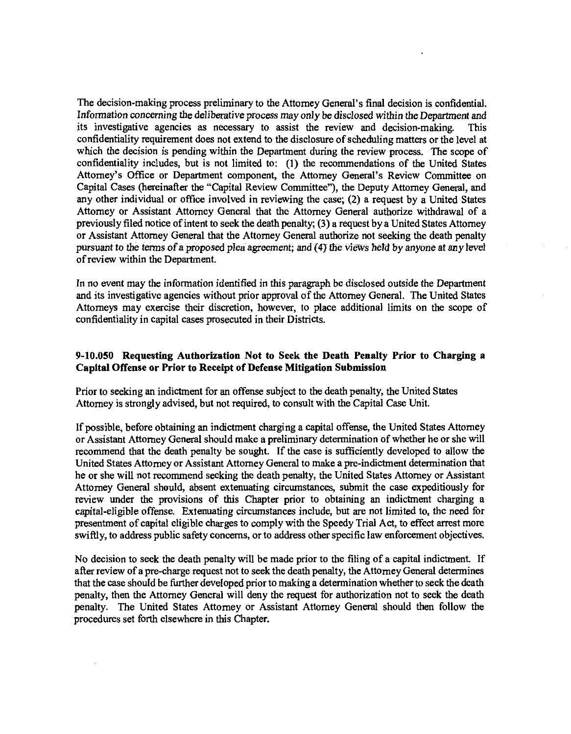The decision-making process preliminary to the Attorney General's final decision is confidential. Information concerning the deliberative process may only be disclosed within the Department and its investigative agencies as necessary to assist the review and decision-making. This confidentiality requirement does not extend to the disclosure of scheduling matters or the level at which the decision is pending within the Department during the review process. The scope of confidentiality includes, but is not limited to: (1) the recommendations of the United States Attorney's Office or Department component, the Attorney General's Review Committee on Capital Cases (hereinafter the "Capital Review Committee"), the Deputy Attorney General, and any other individual or office involved in reviewing the case; (2) a request by a United States Attorney or Assistant Attorney General that the Attorney General authorize withdrawal of a previously filed notice of intent to seek the death penalty; (3) a request by a United States Attorney or Assistant Attorney General that the Attorney General authorize not seeking the death penalty pursuant to the terms of a proposed plea agreement; and (4) the views held by anyone at any level of review within the Department.

In no event may the information identified in this paragraph be disclosed outside the Department and its investigative agencies without prior approval of the Attorney General. The United States Attorneys may exercise their discretion, however, to place additional limits on the scope of confidentiality in capital cases prosecuted in their Districts.

### 9-10.050 Requesting Authorization Not to Seek the Death Penalty Prior to Charging a Capital Offense or Prior to Receipt of Defense Mitigation Submission

Prior to seeking an indictment for an offense subject to the death penalty, the United States Attorney is strongly advised, but not required, to consult with the Capital Case Unit.

If possible, before obtaining an indictment charging a capital offense, the United States Attorney or Assistant Attorney General should make a preliminary determination of whether he or she will recommend that the death penalty be sought. If the case is sufficiently developed to allow the United States Attorney or Assistant Attorney General to make a pre-indictment determination that he or she will not recommend seeking the death penalty, the United States Attorney or Assistant Attorney General should, absent extenuating circumstances, submit the case expeditiously for review under the provisions of this Chapter prior to obtaining an indictment charging a capital-eligible offense. Extenuating circumstances include, but are not limited to, the need for presentment of capital eligible charges to comply with the Speedy Trial Act, to effect arrest more swiftly, to address public safety concerns, or to address other specific law enforcement objectives.

No decision to seek the death penalty will be made prior to the filing of a capital indictment. If after review of a pre-charge request not to seek the death penalty, the Attorney General determines that the case should be further developed prior to making a determination whether to seek the death penalty, then the Attorney General will deny the request for authorization not to seek the death penalty. The United States Attorney or Assistant Attorney General should then follow the procedures set forth elsewhere in this Chapter.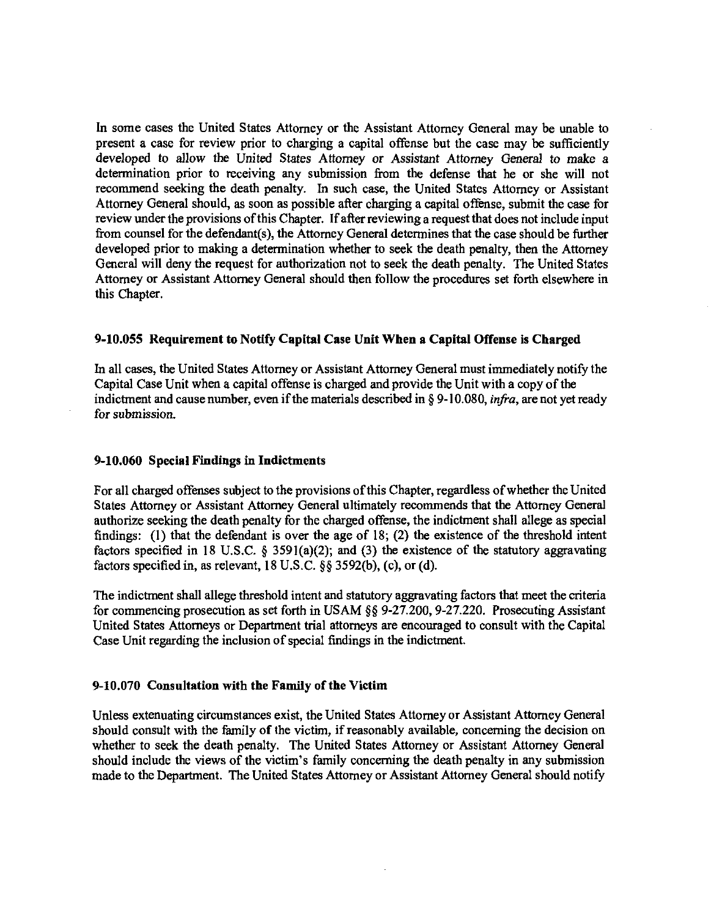In some cases the United States Attorney or the Assistant Attorney General may be unable to present a case for review prior to charging a capital offense but the case may be sufficiently developed to allow the United States Attorney or Assistant Attorney General to make a determination prior to receiving any submission from the defense that he or she will not recommend seeking the death penalty. In such case, the United States Attorney or Assistant Attorney General should, as soon as possible after charging a capital offense, submit the case for review under the provisions of this Chapter. If after reviewing a request that does not include input from counsel for the defendant(s), the Attorney General determines that the case should be further developed prior to making a determination whether to seek the death penalty, then the Attorney General will deny the request for authorization not to seek the death penalty. The United States Attorney or Assistant Attorney General should then follow the procedures set forth elsewhere in this Chapter.

### 9-10.055 Requirement to Notify Capital Case Unit When a Capital Offense is Charged

In all cases, the United States Attorney or Assistant Attorney General must immediately notify the Capital Case Unit when a capital offense is charged and provide the Unit with a copy of the indictment and cause number, even if the materials described in § 9-10.080, *infra*, are not yet ready for submission.

### 9-10.060 Special Findings in Indictments

For all charged offenses subject to the provisions of this Chapter, regardless of whether the United States Attorney or Assistant Attorney General ultimately recommends that the Attorney General authorize seeking the death penalty for the charged offense, the indictment shall allege as special findings: (1) that the defendant is over the age of 18; (2) the existence of the threshold intent factors specified in 18 U.S.C. § 3591(a)(2); and (3) the existence of the statutory aggravating factors specified in, as relevant, 18 U.S.C. §§ 3592(b), (c), or (d).

The indictment shall allege threshold intent and statutory aggravating factors that meet the criteria for commencing prosecution as set forth in USAM §§ 9-27.200, 9-27.220. Prosecuting Assistant United States Attorneys or Department trial attorneys are encouraged to consult with the Capital Case Unit regarding the inclusion of special findings in the indictment.

### 9-10.070 Consultation with the Family of the Victim

Unless extenuating circumstances exist, the United States Attorney or Assistant Attorney General should consult with the family of the victim, if reasonably available, concerning the decision on whether to seek the death penalty. The United States Attorney or Assistant Attorney General should include the views of the victim's family concerning the death penalty in any submission made to the Department. The United States Attorney or Assistant Attorney General should notify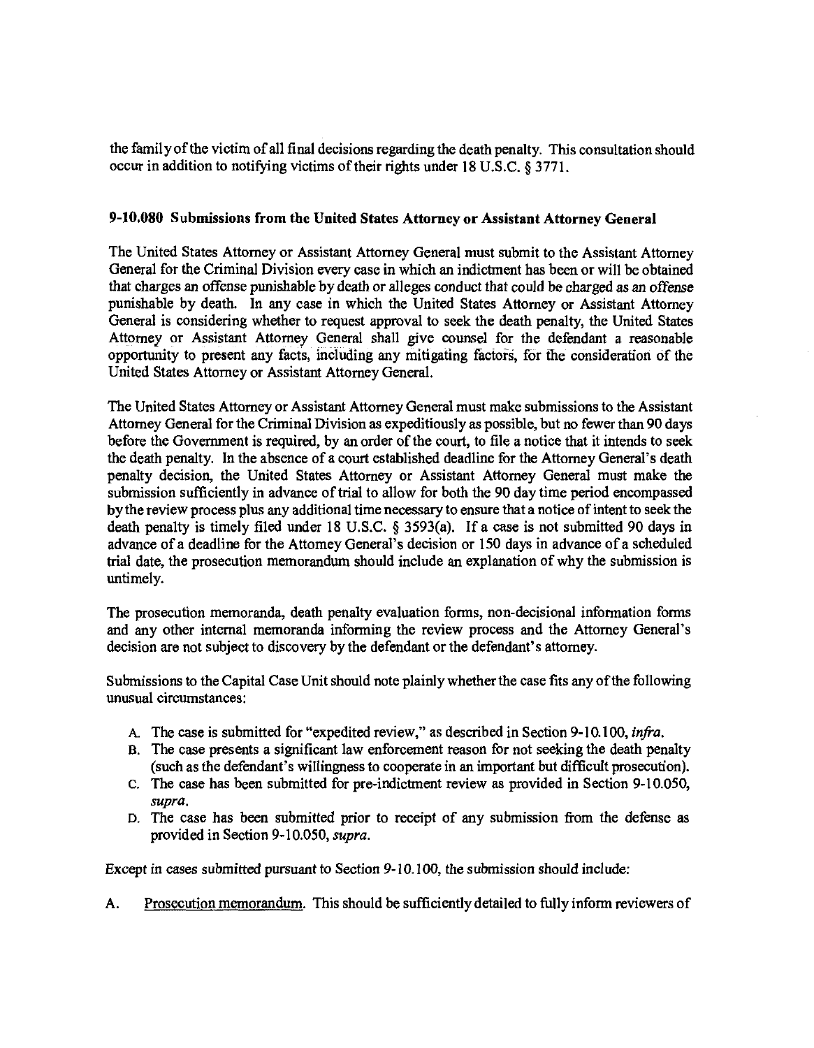the family of the victim of all final decisions regarding the death penalty. This consultation should occur in addition to notifying victims of their rights under 18 U.S.C. § 3771.

### 9-10.080 Submissions from the United States Attorney or Assistant Attorney General

The United States Attorney or Assistant Attorney General must submit to the Assistant Attorney General for the Criminal Division every case in which an indictment has been or will be obtained that charges an offense punishable by death or alleges conduct that could be charged as an offense punishable by death. In any case in which the United States Attorney or Assistant Attorney General is considering whether to request approval to seek the death penalty, the United States Attorney or Assistant Attorney General shall give counsel for the defendant a reasonable opportunity to present any facts, including any mitigating factors, for the consideration of the United States Attorney or Assistant Attorney General.

The United States Attorney or Assistant Attorney General must make submissions to the Assistant Attorney General for the Criminal Division as expeditiously as possible, but no fewer than 90 days before the Government is required, by an order of the court, to file a notice that it intends to seek the death penalty. In the absence of a court established deadline for the Attorney General's death penalty decision, the United States Attorney or Assistant Attorney General must make the submission sufficiently in advance of trial to allow for both the 90 day time period encompassed by the review process plus any additional time necessary to ensure that a notice of intent to seek the death penalty is timely filed under 18 U.S.C. § 3593(a). If a case is not submitted 90 days in advance of a deadline for the Attorney General's decision or 150 days in advance of a scheduled trial date, the prosecution memorandum should include an explanation of why the submission is untimely.

The prosecution memoranda, death penalty evaluation forms, non-decisional information forms and any other internal memoranda informing the review process and the Attorney General's decision are not subject to discovery by the defendant or the defendant's attorney.

Submissions to the Capital Case Unit should note plainly whether the case fits any of the following unusual circumstances:

A. The case is submitted for "expedited review," as described in Section 9-10.100, *infra*.
B. The case presents a significant law enforcement reason for not seeking the death penalty (such as the defendant's willingness to cooperate in an important but difficult prosecution).
C. The case has been submitted for pre-indictment review as provided in Section 9-10.050, *supra*.
D. The case has been submitted prior to receipt of any submission from the defense as provided in Section 9-10.050, *supra*.

Except in cases submitted pursuant to Section 9-10.100, the submission should include:

A. Prosecution memorandum. This should be sufficiently detailed to fully inform reviewers of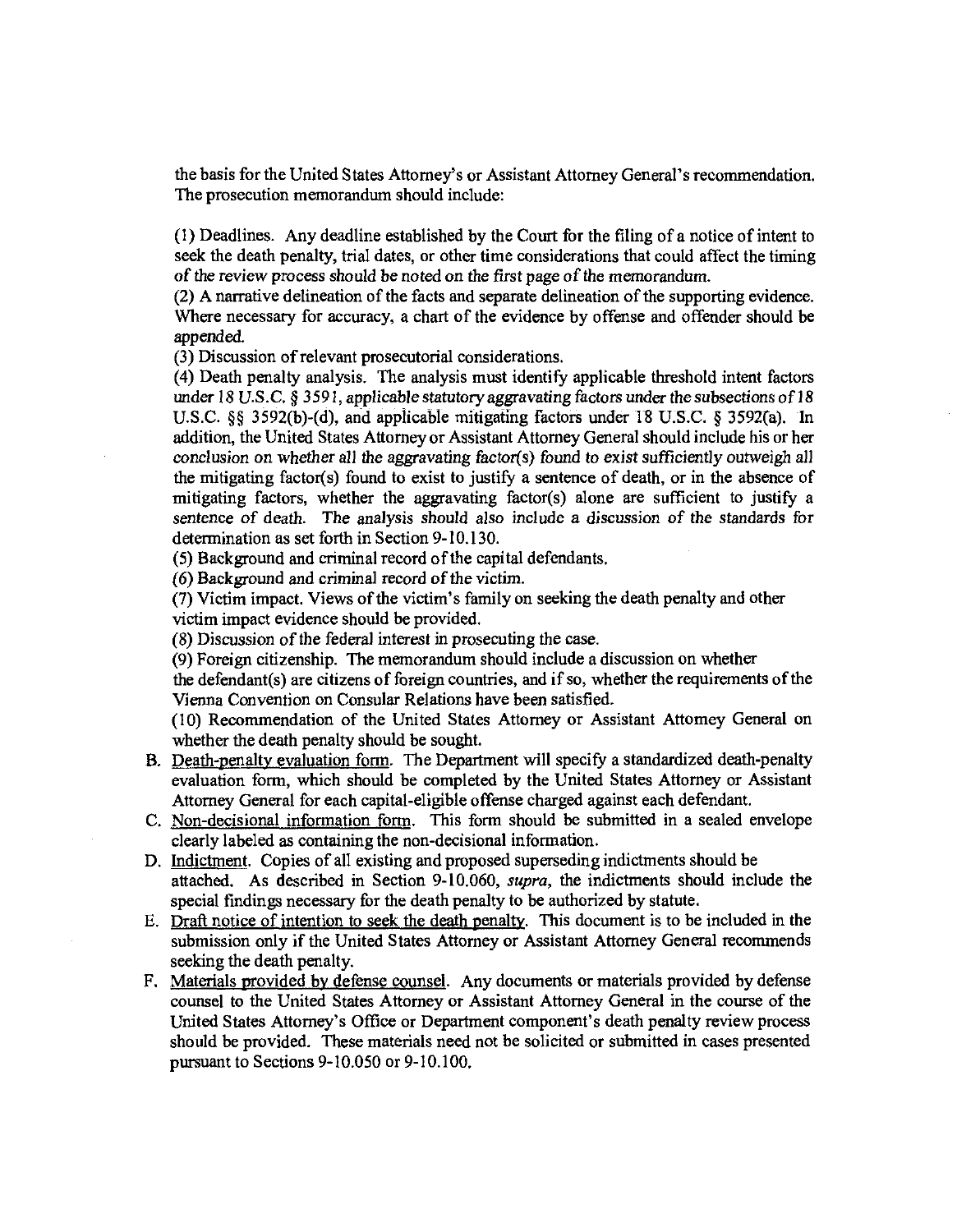the basis for the United States Attorney's or Assistant Attorney General's recommendation. The prosecution memorandum should include:

(1) Deadlines. Any deadline established by the Court for the filing of a notice of intent to seek the death penalty, trial dates, or other time considerations that could affect the timing of the review process should be noted on the first page of the memorandum.
(2) A narrative delineation of the facts and separate delineation of the supporting evidence. Where necessary for accuracy, a chart of the evidence by offense and offender should be appended.
(3) Discussion of relevant prosecutorial considerations.
(4) Death penalty analysis. The analysis must identify applicable threshold intent factors under 18 U.S.C. § 3591, applicable statutory aggravating factors under the subsections of 18 U.S.C. §§ 3592(b)-(d), and applicable mitigating factors under 18 U.S.C. § 3592(a). In addition, the United States Attorney or Assistant Attorney General should include his or her conclusion on whether all the aggravating factor(s) found to exist sufficiently outweigh all the mitigating factor(s) found to exist to justify a sentence of death, or in the absence of mitigating factors, whether the aggravating factor(s) alone are sufficient to justify a sentence of death. The analysis should also include a discussion of the standards for determination as set forth in Section 9-10.130.
(5) Background and criminal record of the capital defendants.
(6) Background and criminal record of the victim.
(7) Victim impact. Views of the victim's family on seeking the death penalty and other victim impact evidence should be provided.
(8) Discussion of the federal interest in prosecuting the case.
(9) Foreign citizenship. The memorandum should include a discussion on whether the defendant(s) are citizens of foreign countries, and if so, whether the requirements of the Vienna Convention on Consular Relations have been satisfied.
(10) Recommendation of the United States Attorney or Assistant Attorney General on whether the death penalty should be sought.

B. Death-penalty evaluation form. The Department will specify a standardized death-penalty evaluation form, which should be completed by the United States Attorney or Assistant Attorney General for each capital-eligible offense charged against each defendant.
C. Non-decisional information form. This form should be submitted in a sealed envelope clearly labeled as containing the non-decisional information.
D. Indictment. Copies of all existing and proposed superseding indictments should be attached. As described in Section 9-10.060, *supra*, the indictments should include the special findings necessary for the death penalty to be authorized by statute.
E. Draft notice of intention to seek the death penalty. This document is to be included in the submission only if the United States Attorney or Assistant Attorney General recommends seeking the death penalty.
F. Materials provided by defense counsel. Any documents or materials provided by defense counsel to the United States Attorney or Assistant Attorney General in the course of the United States Attorney's Office or Department component's death penalty review process should be provided. These materials need not be solicited or submitted in cases presented pursuant to Sections 9-10.050 or 9-10.100.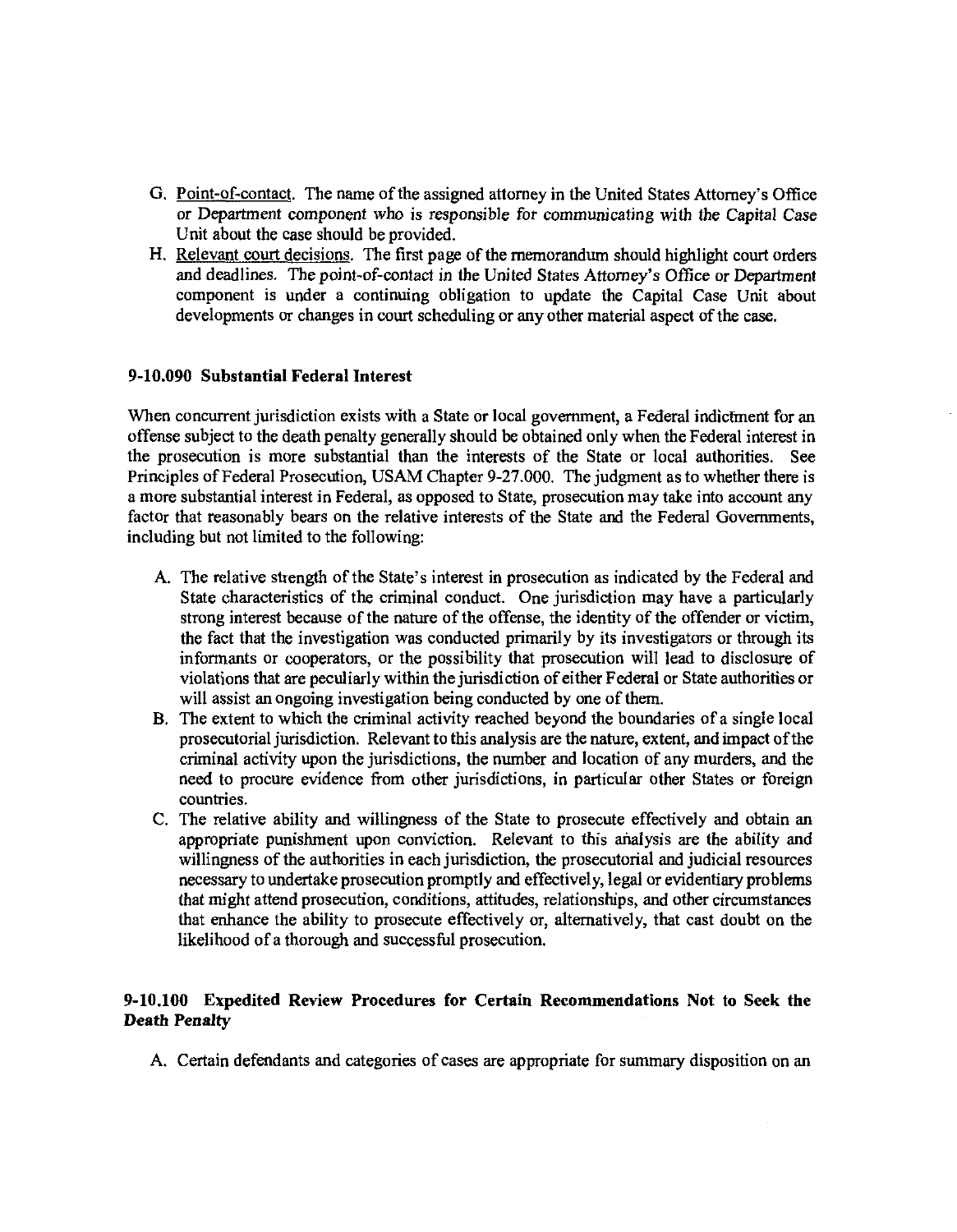G. Point-of-contact. The name of the assigned attorney in the United States Attorney's Office or Department component who is responsible for communicating with the Capital Case Unit about the case should be provided.

H. Relevant court decisions. The first page of the memorandum should highlight court orders and deadlines. The point-of-contact in the United States Attorney's Office or Department component is under a continuing obligation to update the Capital Case Unit about developments or changes in court scheduling or any other material aspect of the case.

### 9-10.090 Substantial Federal Interest

When concurrent jurisdiction exists with a State or local government, a Federal indictment for an offense subject to the death penalty generally should be obtained only when the Federal interest in the prosecution is more substantial than the interests of the State or local authorities. See Principles of Federal Prosecution, USAM Chapter 9-27.000. The judgment as to whether there is a more substantial interest in Federal, as opposed to State, prosecution may take into account any factor that reasonably bears on the relative interests of the State and the Federal Governments, including but not limited to the following:

A. The relative strength of the State's interest in prosecution as indicated by the Federal and State characteristics of the criminal conduct. One jurisdiction may have a particularly strong interest because of the nature of the offense, the identity of the offender or victim, the fact that the investigation was conducted primarily by its investigators or through its informants or cooperators, or the possibility that prosecution will lead to disclosure of violations that are peculiarly within the jurisdiction of either Federal or State authorities or will assist an ongoing investigation being conducted by one of them.

B. The extent to which the criminal activity reached beyond the boundaries of a single local prosecutorial jurisdiction. Relevant to this analysis are the nature, extent, and impact of the criminal activity upon the jurisdictions, the number and location of any murders, and the need to procure evidence from other jurisdictions, in particular other States or foreign countries.

C. The relative ability and willingness of the State to prosecute effectively and obtain an appropriate punishment upon conviction. Relevant to this analysis are the ability and willingness of the authorities in each jurisdiction, the prosecutorial and judicial resources necessary to undertake prosecution promptly and effectively, legal or evidentiary problems that might attend prosecution, conditions, attitudes, relationships, and other circumstances that enhance the ability to prosecute effectively or, alternatively, that cast doubt on the likelihood of a thorough and successful prosecution.

### 9-10.100 Expedited Review Procedures for Certain Recommendations Not to Seek the Death Penalty

A. Certain defendants and categories of cases are appropriate for summary disposition on an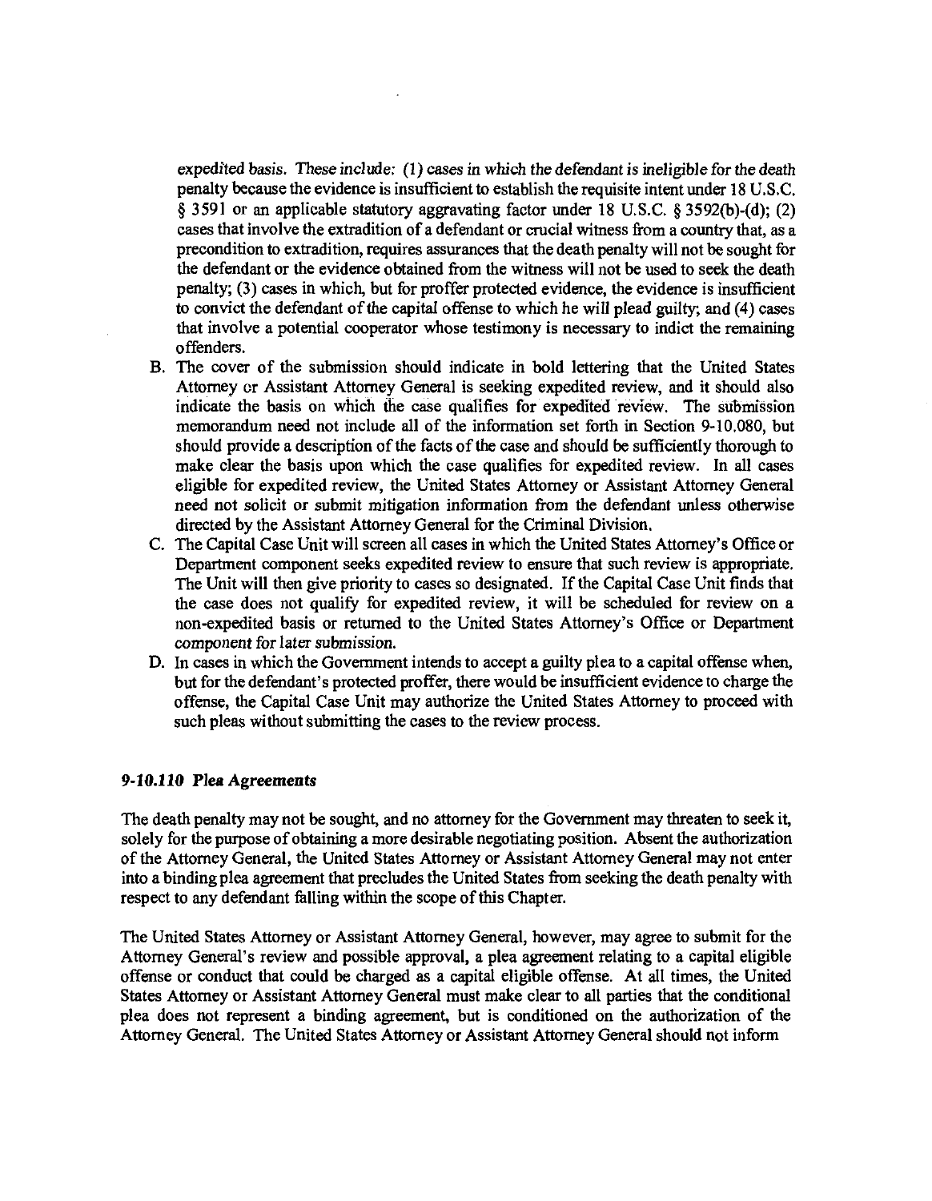expedited basis. These include: (1) cases in which the defendant is ineligible for the death penalty because the evidence is insufficient to establish the requisite intent under 18 U.S.C. § 3591 or an applicable statutory aggravating factor under 18 U.S.C. § 3592(b)-(d); (2) cases that involve the extradition of a defendant or crucial witness from a country that, as a precondition to extradition, requires assurances that the death penalty will not be sought for the defendant or the evidence obtained from the witness will not be used to seek the death penalty; (3) cases in which, but for proffer protected evidence, the evidence is insufficient to convict the defendant of the capital offense to which he will plead guilty; and (4) cases that involve a potential cooperator whose testimony is necessary to indict the remaining offenders.

B. The cover of the submission should indicate in bold lettering that the United States Attorney or Assistant Attorney General is seeking expedited review, and it should also indicate the basis on which the case qualifies for expedited review. The submission memorandum need not include all of the information set forth in Section 9-10.080, but should provide a description of the facts of the case and should be sufficiently thorough to make clear the basis upon which the case qualifies for expedited review. In all cases eligible for expedited review, the United States Attorney or Assistant Attorney General need not solicit or submit mitigation information from the defendant unless otherwise directed by the Assistant Attorney General for the Criminal Division.

C. The Capital Case Unit will screen all cases in which the United States Attorney's Office or Department component seeks expedited review to ensure that such review is appropriate. The Unit will then give priority to cases so designated. If the Capital Case Unit finds that the case does not qualify for expedited review, it will be scheduled for review on a non-expedited basis or returned to the United States Attorney's Office or Department component for later submission.

D. In cases in which the Government intends to accept a guilty plea to a capital offense when, but for the defendant's protected proffer, there would be insufficient evidence to charge the offense, the Capital Case Unit may authorize the United States Attorney to proceed with such pleas without submitting the cases to the review process.

### *9-10.110 Plea Agreements*

The death penalty may not be sought, and no attorney for the Government may threaten to seek it, solely for the purpose of obtaining a more desirable negotiating position. Absent the authorization of the Attorney General, the United States Attorney or Assistant Attorney General may not enter into a binding plea agreement that precludes the United States from seeking the death penalty with respect to any defendant falling within the scope of this Chapter.

The United States Attorney or Assistant Attorney General, however, may agree to submit for the Attorney General's review and possible approval, a plea agreement relating to a capital eligible offense or conduct that could be charged as a capital eligible offense. At all times, the United States Attorney or Assistant Attorney General must make clear to all parties that the conditional plea does not represent a binding agreement, but is conditioned on the authorization of the Attorney General. The United States Attorney or Assistant Attorney General should not inform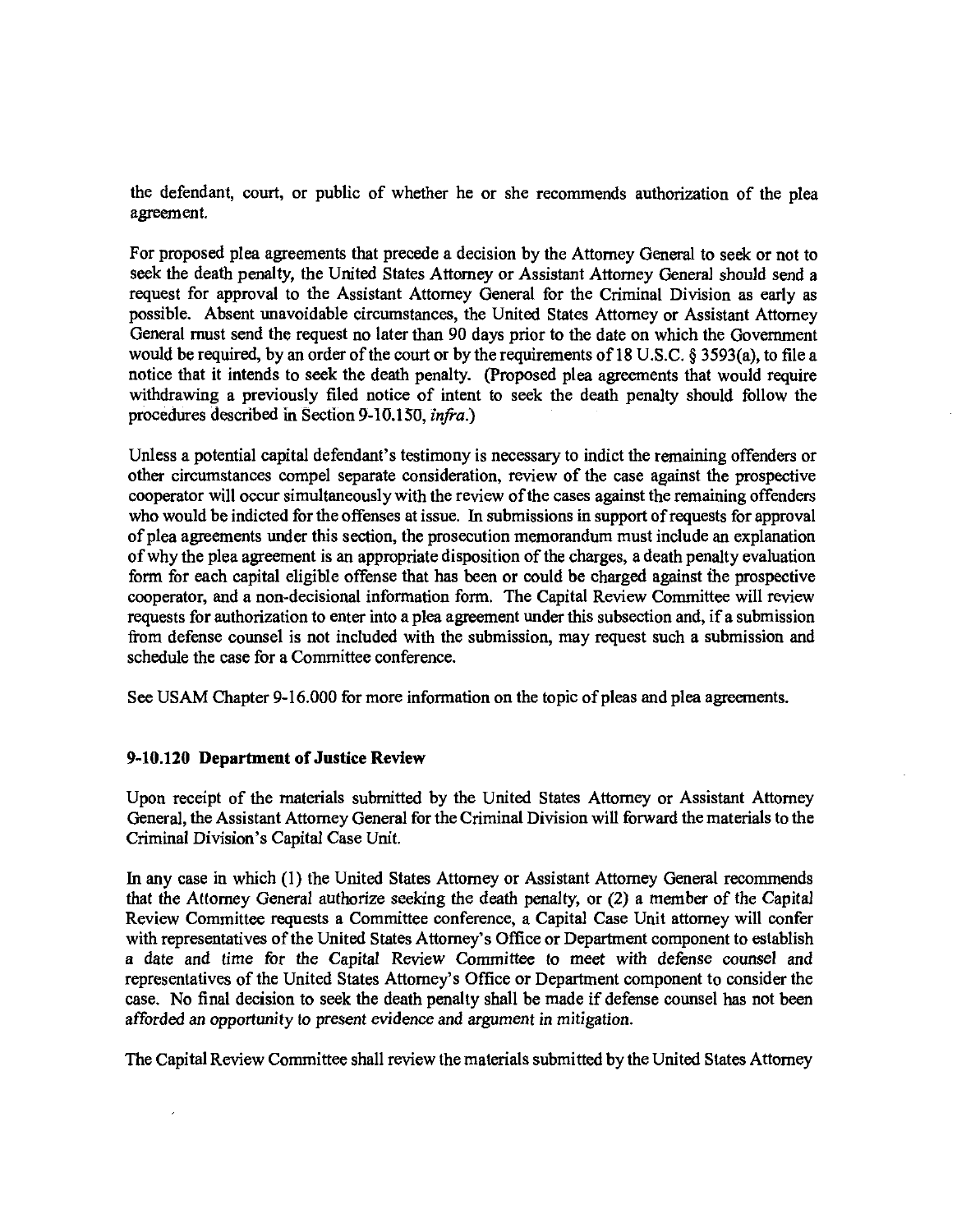the defendant, court, or public of whether he or she recommends authorization of the plea agreement.

For proposed plea agreements that precede a decision by the Attorney General to seek or not to seek the death penalty, the United States Attorney or Assistant Attorney General should send a request for approval to the Assistant Attorney General for the Criminal Division as early as possible. Absent unavoidable circumstances, the United States Attorney or Assistant Attorney General must send the request no later than 90 days prior to the date on which the Government would be required, by an order of the court or by the requirements of 18 U.S.C. § 3593(a), to file a notice that it intends to seek the death penalty. (Proposed plea agreements that would require withdrawing a previously filed notice of intent to seek the death penalty should follow the procedures described in Section 9-10.150, *infra*.)

Unless a potential capital defendant's testimony is necessary to indict the remaining offenders or other circumstances compel separate consideration, review of the case against the prospective cooperator will occur simultaneously with the review of the cases against the remaining offenders who would be indicted for the offenses at issue. In submissions in support of requests for approval of plea agreements under this section, the prosecution memorandum must include an explanation of why the plea agreement is an appropriate disposition of the charges, a death penalty evaluation form for each capital eligible offense that has been or could be charged against the prospective cooperator, and a non-decisional information form. The Capital Review Committee will review requests for authorization to enter into a plea agreement under this subsection and, if a submission from defense counsel is not included with the submission, may request such a submission and schedule the case for a Committee conference.

See USAM Chapter 9-16.000 for more information on the topic of pleas and plea agreements.

### 9-10.120 Department of Justice Review

Upon receipt of the materials submitted by the United States Attorney or Assistant Attorney General, the Assistant Attorney General for the Criminal Division will forward the materials to the Criminal Division's Capital Case Unit.

In any case in which (1) the United States Attorney or Assistant Attorney General recommends that the Attorney General authorize seeking the death penalty, or (2) a member of the Capital Review Committee requests a Committee conference, a Capital Case Unit attorney will confer with representatives of the United States Attorney's Office or Department component to establish a date and time for the Capital Review Committee to meet with defense counsel and representatives of the United States Attorney's Office or Department component to consider the case. No final decision to seek the death penalty shall be made if defense counsel has not been afforded an opportunity to present evidence and argument in mitigation.

The Capital Review Committee shall review the materials submitted by the United States Attorney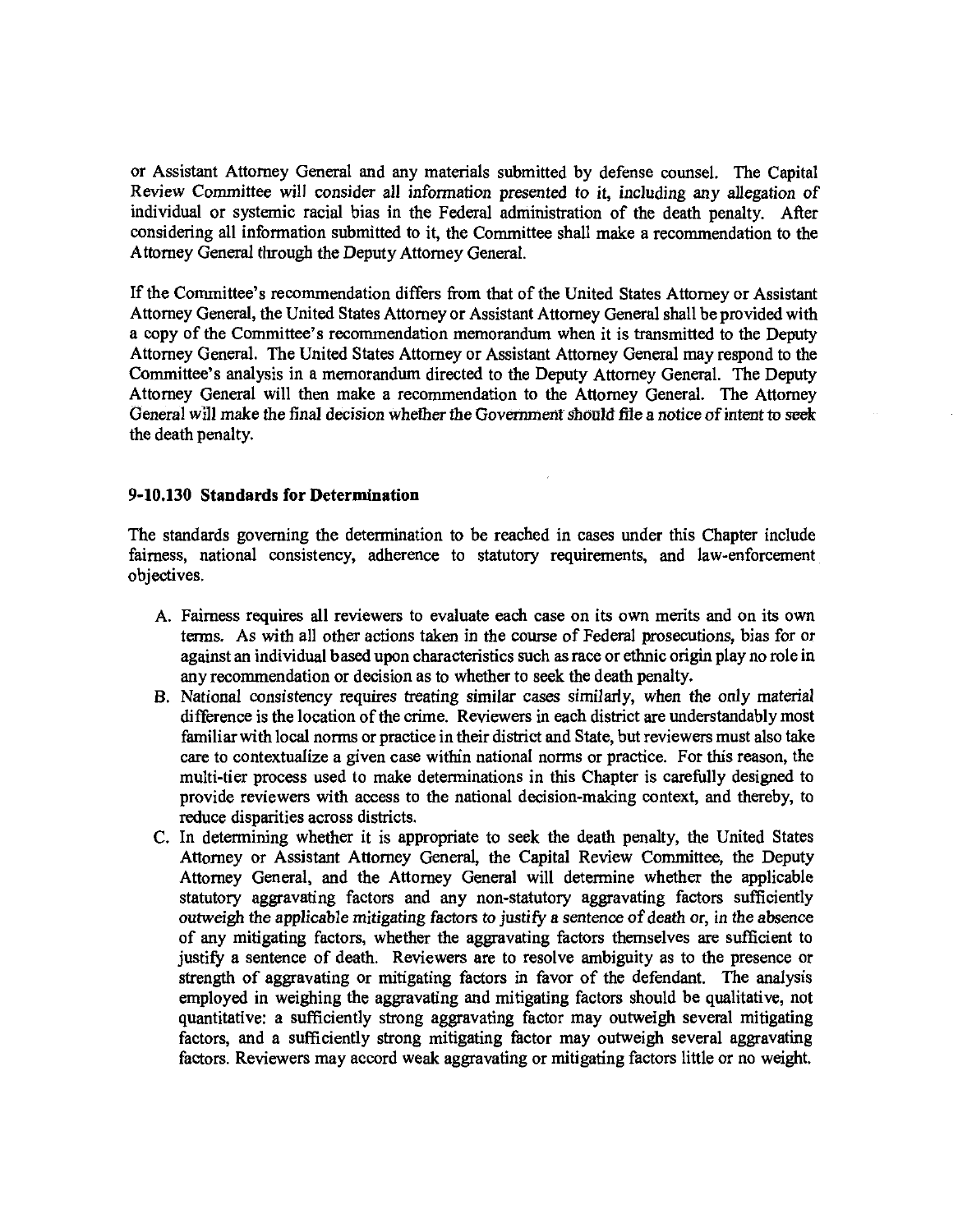or Assistant Attorney General and any materials submitted by defense counsel. The Capital Review Committee will consider all information presented to it, including any allegation of individual or systemic racial bias in the Federal administration of the death penalty. After considering all information submitted to it, the Committee shall make a recommendation to the Attorney General through the Deputy Attorney General.

If the Committee's recommendation differs from that of the United States Attorney or Assistant Attorney General, the United States Attorney or Assistant Attorney General shall be provided with a copy of the Committee's recommendation memorandum when it is transmitted to the Deputy Attorney General. The United States Attorney or Assistant Attorney General may respond to the Committee's analysis in a memorandum directed to the Deputy Attorney General. The Deputy Attorney General will then make a recommendation to the Attorney General. The Attorney General will make the final decision whether the Government should file a notice of intent to seek the death penalty.

### 9-10.130 Standards for Determination

The standards governing the determination to be reached in cases under this Chapter include fairness, national consistency, adherence to statutory requirements, and law-enforcement objectives.

A. Fairness requires all reviewers to evaluate each case on its own merits and on its own terms. As with all other actions taken in the course of Federal prosecutions, bias for or against an individual based upon characteristics such as race or ethnic origin play no role in any recommendation or decision as to whether to seek the death penalty.
B. National consistency requires treating similar cases similarly, when the only material difference is the location of the crime. Reviewers in each district are understandably most familiar with local norms or practice in their district and State, but reviewers must also take care to contextualize a given case within national norms or practice. For this reason, the multi-tier process used to make determinations in this Chapter is carefully designed to provide reviewers with access to the national decision-making context, and thereby, to reduce disparities across districts.
C. In determining whether it is appropriate to seek the death penalty, the United States Attorney or Assistant Attorney General, the Capital Review Committee, the Deputy Attorney General, and the Attorney General will determine whether the applicable statutory aggravating factors and any non-statutory aggravating factors sufficiently outweigh the applicable mitigating factors to justify a sentence of death or, in the absence of any mitigating factors, whether the aggravating factors themselves are sufficient to justify a sentence of death. Reviewers are to resolve ambiguity as to the presence or strength of aggravating or mitigating factors in favor of the defendant. The analysis employed in weighing the aggravating and mitigating factors should be qualitative, not quantitative: a sufficiently strong aggravating factor may outweigh several mitigating factors, and a sufficiently strong mitigating factor may outweigh several aggravating factors. Reviewers may accord weak aggravating or mitigating factors little or no weight.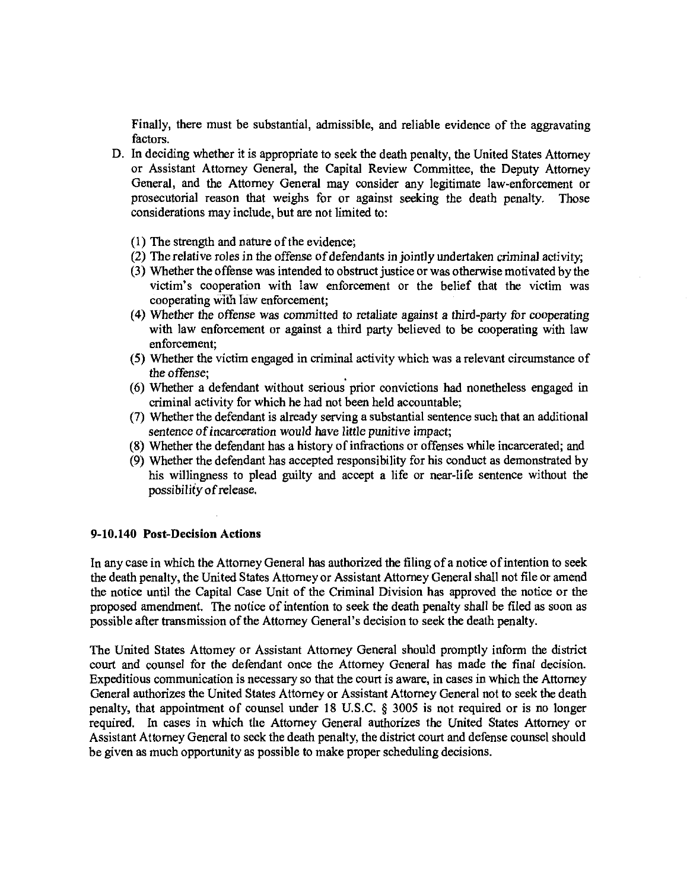Finally, there must be substantial, admissible, and reliable evidence of the aggravating factors.

D. In deciding whether it is appropriate to seek the death penalty, the United States Attorney or Assistant Attorney General, the Capital Review Committee, the Deputy Attorney General, and the Attorney General may consider any legitimate law-enforcement or prosecutorial reason that weighs for or against seeking the death penalty. Those considerations may include, but are not limited to:

   (1) The strength and nature of the evidence;
   (2) The relative roles in the offense of defendants in jointly undertaken criminal activity;
   (3) Whether the offense was intended to obstruct justice or was otherwise motivated by the victim's cooperation with law enforcement or the belief that the victim was cooperating with law enforcement;
   (4) Whether the offense was committed to retaliate against a third-party for cooperating with law enforcement or against a third party believed to be cooperating with law enforcement;
   (5) Whether the victim engaged in criminal activity which was a relevant circumstance of the offense;
   (6) Whether a defendant without serious prior convictions had nonetheless engaged in criminal activity for which he had not been held accountable;
   (7) Whether the defendant is already serving a substantial sentence such that an additional sentence of incarceration would have little punitive impact;
   (8) Whether the defendant has a history of infractions or offenses while incarcerated; and
   (9) Whether the defendant has accepted responsibility for his conduct as demonstrated by his willingness to plead guilty and accept a life or near-life sentence without the possibility of release.

### 9-10.140 Post-Decision Actions

In any case in which the Attorney General has authorized the filing of a notice of intention to seek the death penalty, the United States Attorney or Assistant Attorney General shall not file or amend the notice until the Capital Case Unit of the Criminal Division has approved the notice or the proposed amendment. The notice of intention to seek the death penalty shall be filed as soon as possible after transmission of the Attorney General's decision to seek the death penalty.

The United States Attorney or Assistant Attorney General should promptly inform the district court and counsel for the defendant once the Attorney General has made the final decision. Expeditious communication is necessary so that the court is aware, in cases in which the Attorney General authorizes the United States Attorney or Assistant Attorney General not to seek the death penalty, that appointment of counsel under 18 U.S.C. § 3005 is not required or is no longer required. In cases in which the Attorney General authorizes the United States Attorney or Assistant Attorney General to seek the death penalty, the district court and defense counsel should be given as much opportunity as possible to make proper scheduling decisions.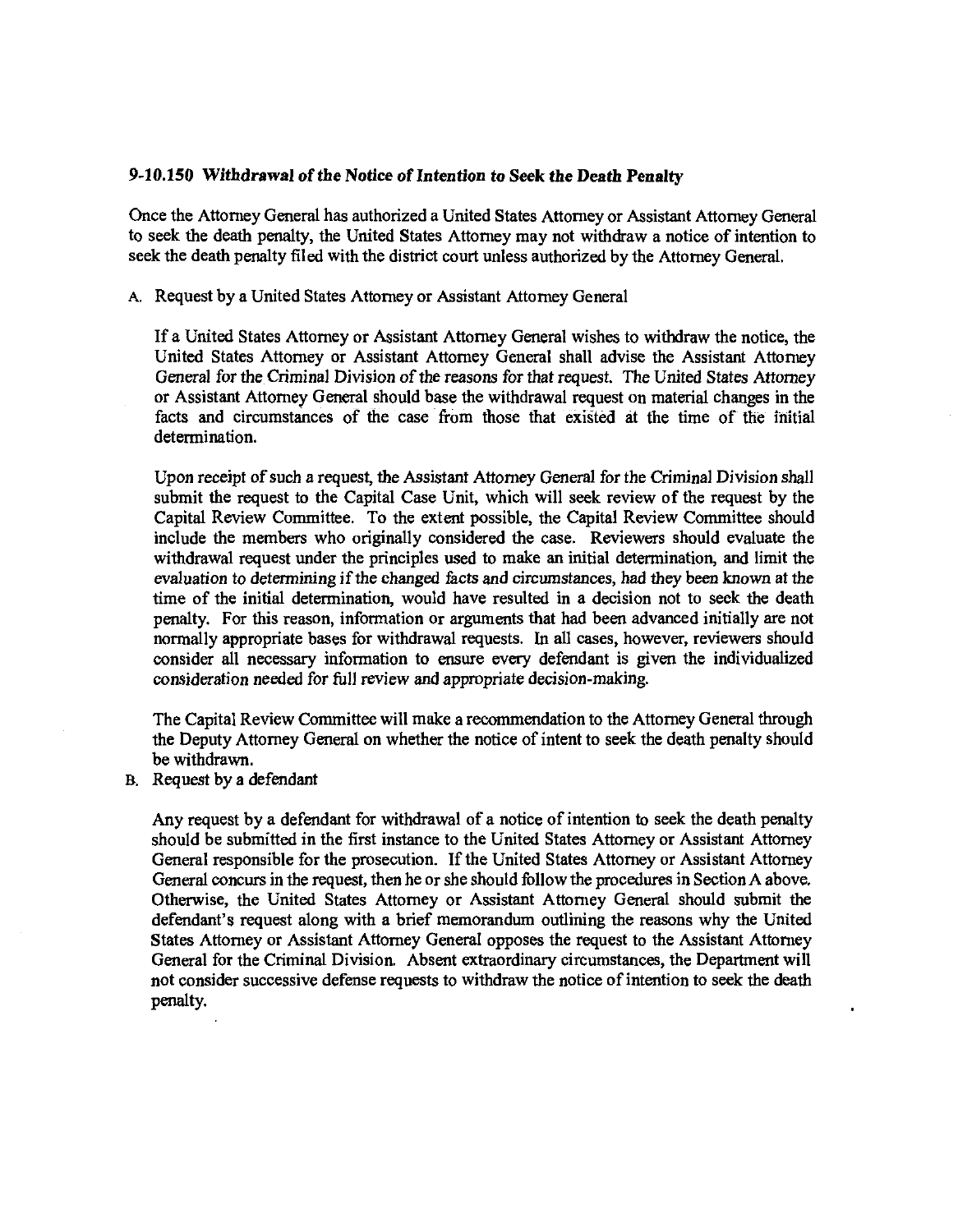### 9-10.150 *Withdrawal of the Notice of Intention to Seek the Death Penalty*

Once the Attorney General has authorized a United States Attorney or Assistant Attorney General to seek the death penalty, the United States Attorney may not withdraw a notice of intention to seek the death penalty filed with the district court unless authorized by the Attorney General.

A. Request by a United States Attorney or Assistant Attorney General

If a United States Attorney or Assistant Attorney General wishes to withdraw the notice, the United States Attorney or Assistant Attorney General shall advise the Assistant Attorney General for the Criminal Division of the reasons for that request. The United States Attorney or Assistant Attorney General should base the withdrawal request on material changes in the facts and circumstances of the case from those that existed at the time of the initial determination.

Upon receipt of such a request, the Assistant Attorney General for the Criminal Division shall submit the request to the Capital Case Unit, which will seek review of the request by the Capital Review Committee. To the extent possible, the Capital Review Committee should include the members who originally considered the case. Reviewers should evaluate the withdrawal request under the principles used to make an initial determination, and limit the evaluation to determining if the changed facts and circumstances, had they been known at the time of the initial determination, would have resulted in a decision not to seek the death penalty. For this reason, information or arguments that had been advanced initially are not normally appropriate bases for withdrawal requests. In all cases, however, reviewers should consider all necessary information to ensure every defendant is given the individualized consideration needed for full review and appropriate decision-making.

The Capital Review Committee will make a recommendation to the Attorney General through the Deputy Attorney General on whether the notice of intent to seek the death penalty should be withdrawn.

B. Request by a defendant

Any request by a defendant for withdrawal of a notice of intention to seek the death penalty should be submitted in the first instance to the United States Attorney or Assistant Attorney General responsible for the prosecution. If the United States Attorney or Assistant Attorney General concurs in the request, then he or she should follow the procedures in Section A above. Otherwise, the United States Attorney or Assistant Attorney General should submit the defendant's request along with a brief memorandum outlining the reasons why the United States Attorney or Assistant Attorney General opposes the request to the Assistant Attorney General for the Criminal Division. Absent extraordinary circumstances, the Department will not consider successive defense requests to withdraw the notice of intention to seek the death penalty.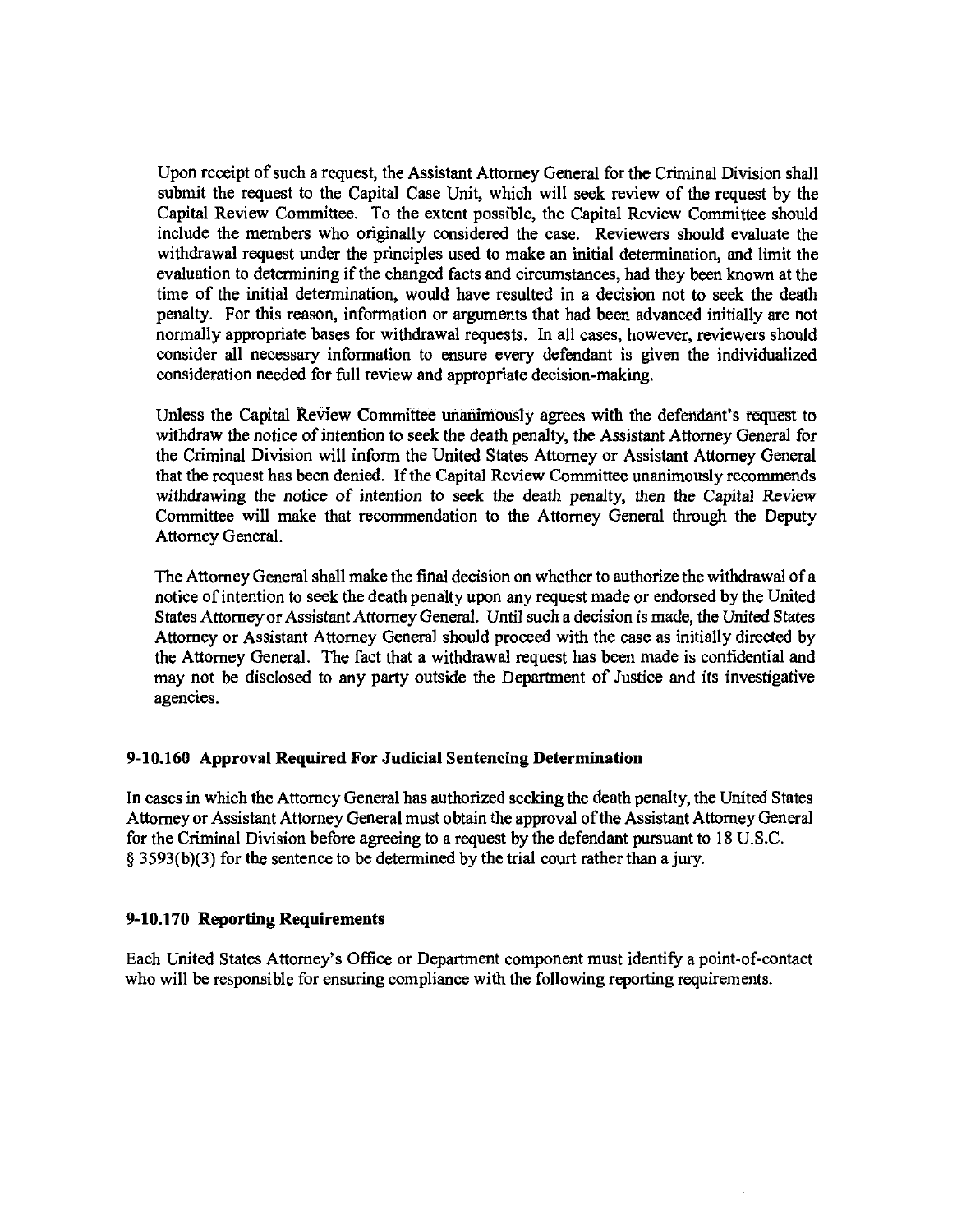Upon receipt of such a request, the Assistant Attorney General for the Criminal Division shall submit the request to the Capital Case Unit, which will seek review of the request by the Capital Review Committee. To the extent possible, the Capital Review Committee should include the members who originally considered the case. Reviewers should evaluate the withdrawal request under the principles used to make an initial determination, and limit the evaluation to determining if the changed facts and circumstances, had they been known at the time of the initial determination, would have resulted in a decision not to seek the death penalty. For this reason, information or arguments that had been advanced initially are not normally appropriate bases for withdrawal requests. In all cases, however, reviewers should consider all necessary information to ensure every defendant is given the individualized consideration needed for full review and appropriate decision-making.

Unless the Capital Review Committee unanimously agrees with the defendant's request to withdraw the notice of intention to seek the death penalty, the Assistant Attorney General for the Criminal Division will inform the United States Attorney or Assistant Attorney General that the request has been denied. If the Capital Review Committee unanimously recommends withdrawing the notice of intention to seek the death penalty, then the Capital Review Committee will make that recommendation to the Attorney General through the Deputy Attorney General.

The Attorney General shall make the final decision on whether to authorize the withdrawal of a notice of intention to seek the death penalty upon any request made or endorsed by the United States Attorney or Assistant Attorney General. Until such a decision is made, the United States Attorney or Assistant Attorney General should proceed with the case as initially directed by the Attorney General. The fact that a withdrawal request has been made is confidential and may not be disclosed to any party outside the Department of Justice and its investigative agencies.

### 9-10.160 Approval Required For Judicial Sentencing Determination

In cases in which the Attorney General has authorized seeking the death penalty, the United States Attorney or Assistant Attorney General must obtain the approval of the Assistant Attorney General for the Criminal Division before agreeing to a request by the defendant pursuant to 18 U.S.C. § 3593(b)(3) for the sentence to be determined by the trial court rather than a jury.

### 9-10.170 Reporting Requirements

Each United States Attorney's Office or Department component must identify a point-of-contact who will be responsible for ensuring compliance with the following reporting requirements.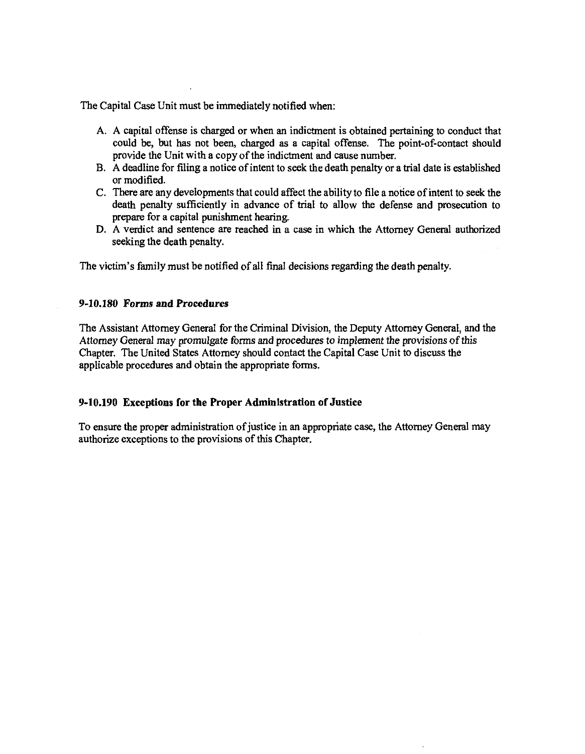The Capital Case Unit must be immediately notified when:

A. A capital offense is charged or when an indictment is obtained pertaining to conduct that could be, but has not been, charged as a capital offense. The point-of-contact should provide the Unit with a copy of the indictment and cause number.
B. A deadline for filing a notice of intent to seek the death penalty or a trial date is established or modified.
C. There are any developments that could affect the ability to file a notice of intent to seek the death penalty sufficiently in advance of trial to allow the defense and prosecution to prepare for a capital punishment hearing.
D. A verdict and sentence are reached in a case in which the Attorney General authorized seeking the death penalty.

The victim's family must be notified of all final decisions regarding the death penalty.

### 9-10.180 *Forms and Procedures*

The Assistant Attorney General for the Criminal Division, the Deputy Attorney General, and the Attorney General *may promulgate forms and procedures to implement the provisions of this* Chapter. The United States Attorney should contact the Capital Case Unit to discuss the applicable procedures and obtain the appropriate forms.

### 9-10.190 Exceptions for the Proper Administration of Justice

To ensure the proper administration of justice in an appropriate case, the Attorney General may authorize exceptions to the provisions of this Chapter.